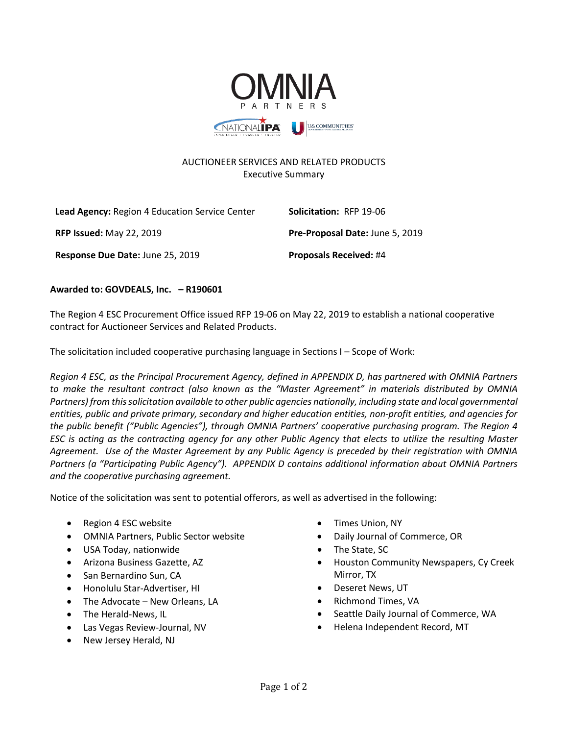# AUCTIONEER SERVICES AND RELATED PRODUCTS

Executive Summary

| | |
|---|---|
| **Lead Agency:** Region 4 Education Service Center | **Solicitation:** RFP 19-06 |
| **RFP Issued:** May 22, 2019 | **Pre-Proposal Date:** June 5, 2019 |
| **Response Due Date:** June 25, 2019 | **Proposals Received:** #4 |

**Awarded to: GOVDEALS, Inc. – R190601**

The Region 4 ESC Procurement Office issued RFP 19-06 on May 22, 2019 to establish a national cooperative contract for Auctioneer Services and Related Products.

The solicitation included cooperative purchasing language in Sections I – Scope of Work:

*Region 4 ESC, as the Principal Procurement Agency, defined in APPENDIX D, has partnered with OMNIA Partners to make the resultant contract (also known as the "Master Agreement" in materials distributed by OMNIA Partners) from this solicitation available to other public agencies nationally, including state and local governmental entities, public and private primary, secondary and higher education entities, non-profit entities, and agencies for the public benefit ("Public Agencies"), through OMNIA Partners' cooperative purchasing program. The Region 4 ESC is acting as the contracting agency for any other Public Agency that elects to utilize the resulting Master Agreement. Use of the Master Agreement by any Public Agency is preceded by their registration with OMNIA Partners (a "Participating Public Agency"). APPENDIX D contains additional information about OMNIA Partners and the cooperative purchasing agreement.*

Notice of the solicitation was sent to potential offerors, as well as advertised in the following:

- Region 4 ESC website
- OMNIA Partners, Public Sector website
- USA Today, nationwide
- Arizona Business Gazette, AZ
- San Bernardino Sun, CA
- Honolulu Star-Advertiser, HI
- The Advocate – New Orleans, LA
- The Herald-News, IL
- Las Vegas Review-Journal, NV
- New Jersey Herald, NJ
- Times Union, NY
- Daily Journal of Commerce, OR
- The State, SC
- Houston Community Newspapers, Cy Creek Mirror, TX
- Deseret News, UT
- Richmond Times, VA
- Seattle Daily Journal of Commerce, WA
- Helena Independent Record, MT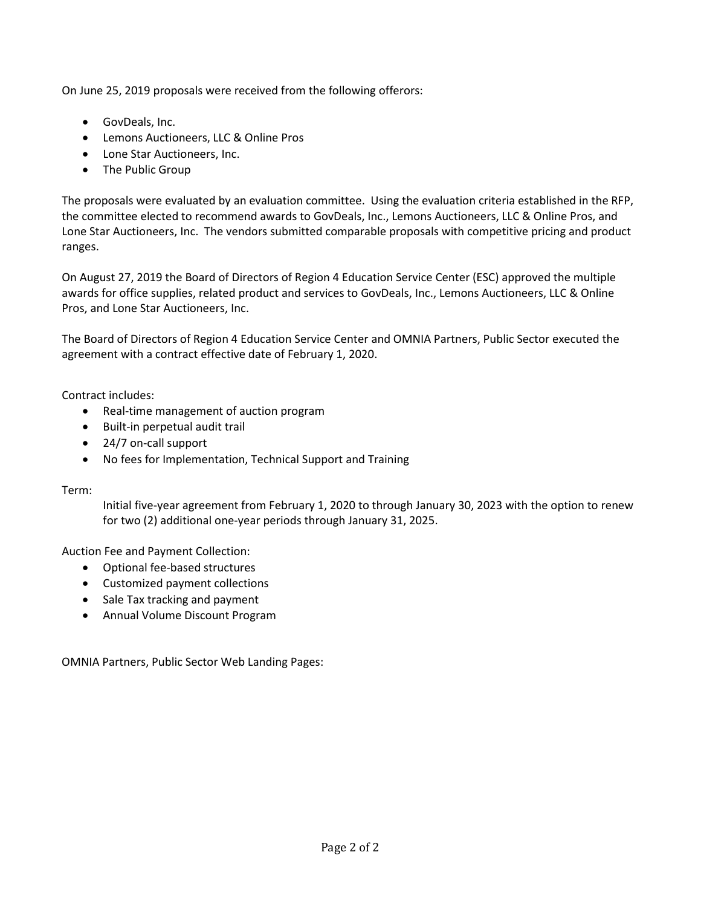On June 25, 2019 proposals were received from the following offerors:

- GovDeals, Inc.
- Lemons Auctioneers, LLC & Online Pros
- Lone Star Auctioneers, Inc.
- The Public Group

The proposals were evaluated by an evaluation committee. Using the evaluation criteria established in the RFP, the committee elected to recommend awards to GovDeals, Inc., Lemons Auctioneers, LLC & Online Pros, and Lone Star Auctioneers, Inc. The vendors submitted comparable proposals with competitive pricing and product ranges.

On August 27, 2019 the Board of Directors of Region 4 Education Service Center (ESC) approved the multiple awards for office supplies, related product and services to GovDeals, Inc., Lemons Auctioneers, LLC & Online Pros, and Lone Star Auctioneers, Inc.

The Board of Directors of Region 4 Education Service Center and OMNIA Partners, Public Sector executed the agreement with a contract effective date of February 1, 2020.

Contract includes:

- Real-time management of auction program
- Built-in perpetual audit trail
- 24/7 on-call support
- No fees for Implementation, Technical Support and Training

Term:

Initial five-year agreement from February 1, 2020 to through January 30, 2023 with the option to renew for two (2) additional one-year periods through January 31, 2025.

Auction Fee and Payment Collection:

- Optional fee-based structures
- Customized payment collections
- Sale Tax tracking and payment
- Annual Volume Discount Program

OMNIA Partners, Public Sector Web Landing Pages: